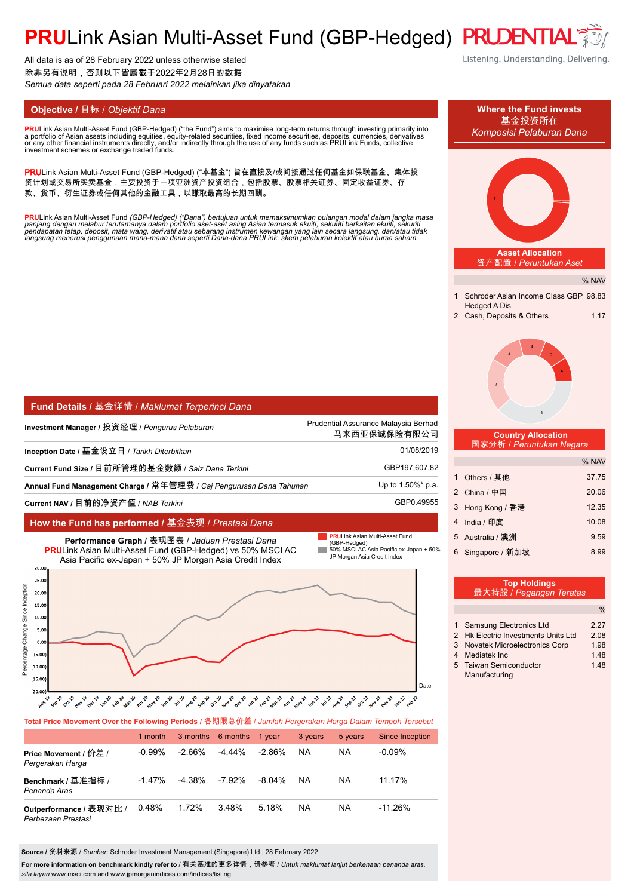# PRULink Asian Multi-Asset Fund (GBP-Hedged)

PRUDENTIAL
Listening. Understanding. Delivering.

All data is as of 28 February 2022 unless otherwise stated
除非另有说明，否则以下皆属截于2022年2月28日的数据
*Semua data seperti pada 28 Februari 2022 melainkan jika dinyatakan*

## Objective / 目标 / *Objektif Dana*

**PRU**Link Asian Multi-Asset Fund (GBP-Hedged) ("the Fund") aims to maximise long-term returns through investing primarily into a portfolio of Asian assets including equities, equity-related securities, fixed income securities, deposits, currencies, derivatives or any other financial instruments directly, and/or indirectly through the use of any funds such as PRULink Funds, collective investment schemes or exchange traded funds.

**PRU**Link Asian Multi-Asset Fund (GBP-Hedged) ("本基金") 旨在直接及/或间接通过任何基金如保联基金、集体投资计划或交易所买卖基金，主要投资于一项亚洲资产投资组合，包括股票、股票相关证券、固定收益证券、存款、货币、衍生证券或任何其他的金融工具，以赚取最高的长期回酬。

***PRU**Link Asian Multi-Asset Fund (GBP-Hedged) ("Dana") bertujuan untuk memaksimumkan pulangan modal dalam jangka masa panjang dengan melabur terutamanya dalam portfolio aset-aset asing Asian termasuk ekuiti, sekuriti berkaitan ekuiti, sekuriti pendapatan tetap, deposit, mata wang, derivatif atau sebarang instrumen kewangan yang lain secara langsung, dan/atau tidak langsung menerusi penggunaan mana-mana dana seperti Dana-dana PRULink, skem pelaburan kolektif atau bursa saham.*

## Fund Details / 基金详情 / *Maklumat Terperinci Dana*

| | |
|---|---|
| **Investment Manager** / 投资经理 / *Pengurus Pelaburan* | Prudential Assurance Malaysia Berhad 马来西亚保诚保险有限公司 |
| **Inception Date** / 基金设立日 / *Tarikh Diterbitkan* | 01/08/2019 |
| **Current Fund Size** / 目前所管理的基金数额 / *Saiz Dana Terkini* | GBP197,607.82 |
| **Annual Fund Management Charge** / 常年管理费 / *Caj Pengurusan Dana Tahunan* | Up to 1.50%* p.a. |
| **Current NAV** / 目前的净资产值 / *NAB Terkini* | GBP0.49955 |

## How the Fund has performed / 基金表现 / *Prestasi Dana*

**Performance Graph** / 表现图表 / *Jaduan Prestasi Dana*
**PRU**Link Asian Multi-Asset Fund (GBP-Hedged) vs 50% MSCI AC Asia Pacific ex-Japan + 50% JP Morgan Asia Credit Index

Legend: **PRU**Link Asian Multi-Asset Fund (GBP-Hedged); 50% MSCI AC Asia Pacific ex-Japan + 50% JP Morgan Asia Credit Index

**Total Price Movement Over the Following Periods** / 各期限总价差 / *Jumlah Pergerakan Harga Dalam Tempoh Tersebut*

| | 1 month | 3 months | 6 months | 1 year | 3 years | 5 years | Since Inception |
|---|---|---|---|---|---|---|---|
| **Price Movement** / 价差 / *Pergerakan Harga* | -0.99% | -2.66% | -4.44% | -2.86% | NA | NA | -0.09% |
| **Benchmark** / 基准指标 / *Penanda Aras* | -1.47% | -4.38% | -7.92% | -8.04% | NA | NA | 11.17% |
| **Outperformance** / 表现对比 / *Perbezaan Prestasi* | 0.48% | 1.72% | 3.48% | 5.18% | NA | NA | -11.26% |

**Source** / 资料来源 / *Sumber*: Schroder Investment Management (Singapore) Ltd., 28 February 2022

**For more information on benchmark kindly refer to** / 有关基准的更多详情，请参考 / *Untuk maklumat lanjut berkenaan penanda aras, sila layari* www.msci.com and www.jpmorganindices.com/indices/listing

## Where the Fund invests / 基金投资所在 / *Komposisi Pelaburan Dana*

### Asset Allocation / 资产配置 / *Peruntukan Aset*

| | | % NAV |
|---|---|---|
| 1 | Schroder Asian Income Class GBP Hedged A Dis | 98.83 |
| 2 | Cash, Deposits & Others | 1.17 |

### Country Allocation / 国家分析 / *Peruntukan Negara*

| | | % NAV |
|---|---|---|
| 1 | Others / 其他 | 37.75 |
| 2 | China / 中国 | 20.06 |
| 3 | Hong Kong / 香港 | 12.35 |
| 4 | India / 印度 | 10.08 |
| 5 | Australia / 澳洲 | 9.59 |
| 6 | Singapore / 新加坡 | 8.99 |

### Top Holdings / 最大持股 / *Pegangan Teratas*

| | | % |
|---|---|---|
| 1 | Samsung Electronics Ltd | 2.27 |
| 2 | Hk Electric Investments Units Ltd | 2.08 |
| 3 | Novatek Microelectronics Corp | 1.98 |
| 4 | Mediatek Inc | 1.48 |
| 5 | Taiwan Semiconductor Manufacturing | 1.48 |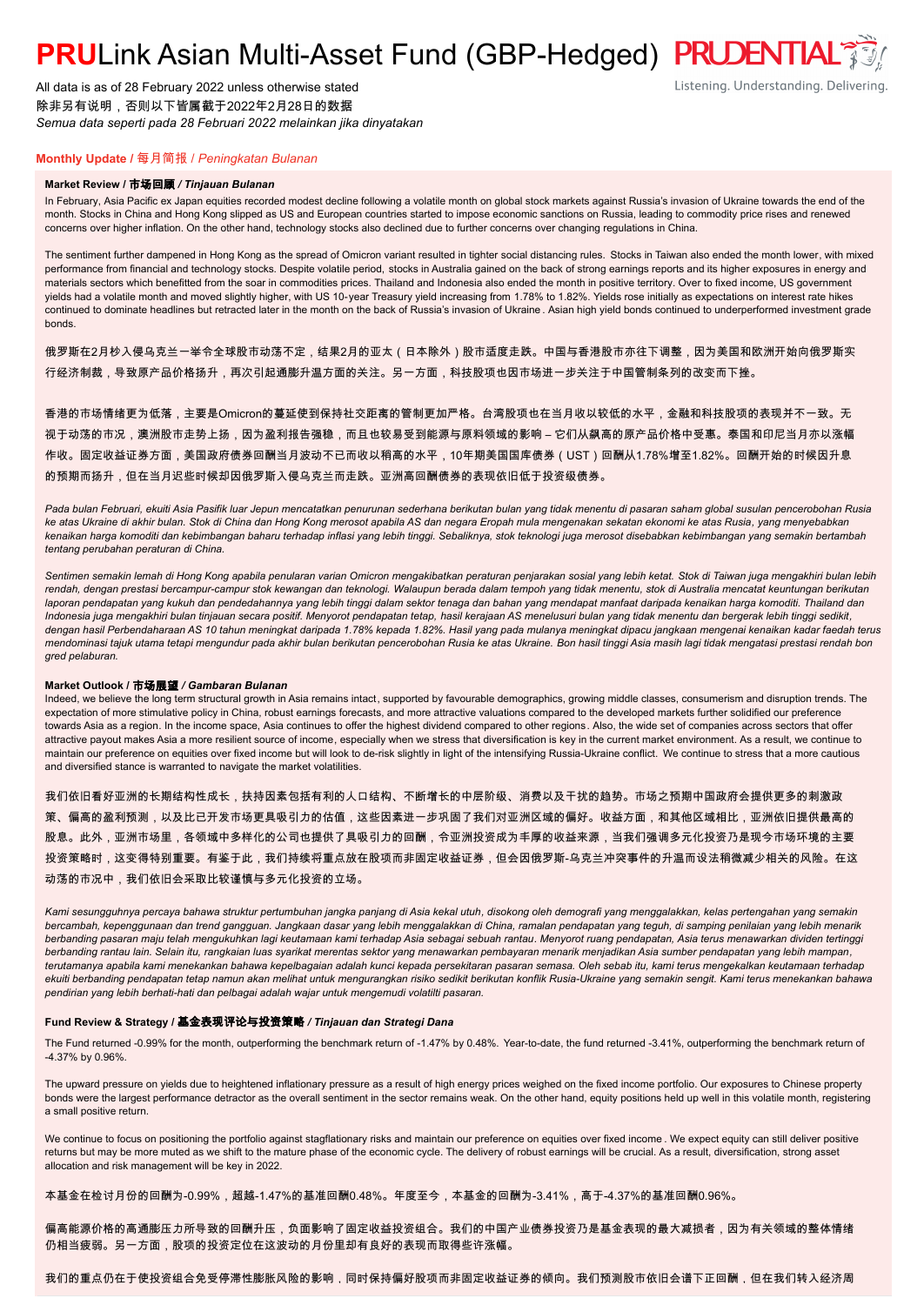// PRULink Asian Multi-Asset Fund (GBP-Hedged)

All data is as of 28 February 2022 unless otherwise stated
除非另有说明，否则以下皆属截于2022年2月28日的数据
*Semua data seperti pada 28 Februari 2022 melainkan jika dinyatakan*

**Monthly Update / 每月简报 / *Peningkatan Bulanan***

**Market Review / 市场回顾 / *Tinjauan Bulanan***

In February, Asia Pacific ex Japan equities recorded modest decline following a volatile month on global stock markets against Russia's invasion of Ukraine towards the end of the month. Stocks in China and Hong Kong slipped as US and European countries started to impose economic sanctions on Russia, leading to commodity price rises and renewed concerns over higher inflation. On the other hand, technology stocks also declined due to further concerns over changing regulations in China.

The sentiment further dampened in Hong Kong as the spread of Omicron variant resulted in tighter social distancing rules. Stocks in Taiwan also ended the month lower, with mixed performance from financial and technology stocks. Despite volatile period, stocks in Australia gained on the back of strong earnings reports and its higher exposures in energy and materials sectors which benefitted from the soar in commodities prices. Thailand and Indonesia also ended the month in positive territory. Over to fixed income, US government yields had a volatile month and moved slightly higher, with US 10-year Treasury yield increasing from 1.78% to 1.82%. Yields rose initially as expectations on interest rate hikes continued to dominate headlines but retracted later in the month on the back of Russia's invasion of Ukraine. Asian high yield bonds continued to underperformed investment grade bonds.

俄罗斯在2月杪入侵乌克兰一举令全球股市动荡不定，结果2月的亚太（日本除外）股市适度走跌。中国与香港股市亦往下调整，因为美国和欧洲开始向俄罗斯实行经济制裁，导致原产品价格扬升，再次引起通膨升温方面的关注。另一方面，科技股项也因市场进一步关注于中国管制条例的改变而下挫。

香港的市场情绪更为低落，主要是Omicron的蔓延使到保持社交距离的管制更加严格。台湾股项也在当月收以较低的水平，金融和科技股项的表现并不一致。无视于动荡的市况，澳洲股市走势上扬，因为盈利报告强稳，而且也较易受到能源与原料领域的影响 – 它们从飙高的原产品价格中受惠。泰国和印尼当月亦以涨幅作收。固定收益证券方面，美国政府债券回酬当月波动不已而收以稍高的水平，10年期美国国库债券（UST）回酬从1.78%增至1.82%。回酬开始的时候因升息的预期而扬升，但在当月迟些时候却因俄罗斯入侵乌克兰而走跌。亚洲高回酬债券的表现依旧低于投资级债券。

*Pada bulan Februari, ekuiti Asia Pasifik luar Jepun mencatatkan penurunan sederhana berikutan bulan yang tidak menentu di pasaran saham global susulan pencerobohan Rusia ke atas Ukraine di akhir bulan. Stok di China dan Hong Kong merosot apabila AS dan negara Eropah mula mengenakan sekatan ekonomi ke atas Rusia, yang menyebabkan kenaikan harga komoditi dan kebimbangan baharu terhadap inflasi yang lebih tinggi. Sebaliknya, stok teknologi juga merosot disebabkan kebimbangan yang semakin bertambah tentang perubahan peraturan di China.*

*Sentimen semakin lemah di Hong Kong apabila penularan varian Omicron mengakibatkan peraturan penjarakan sosial yang lebih ketat. Stok di Taiwan juga mengakhiri bulan lebih rendah, dengan prestasi bercampur-campur stok kewangan dan teknologi. Walaupun berada dalam tempoh yang tidak menentu, stok di Australia mencatat keuntungan berikutan laporan pendapatan yang kukuh dan pendedahannya yang lebih tinggi dalam sektor tenaga dan bahan yang mendapat manfaat daripada kenaikan harga komoditi. Thailand dan Indonesia juga mengakhiri bulan tinjauan secara positif. Menyorot pendapatan tetap, hasil kerajaan AS menelusuri bulan yang tidak menentu dan bergerak lebih tinggi sedikit, dengan hasil Perbendaharaan AS 10 tahun meningkat daripada 1.78% kepada 1.82%. Hasil yang pada mulanya meningkat dipacu jangkaan mengenai kenaikan kadar faedah terus mendominasi tajuk utama tetapi mengundur pada akhir bulan berikutan pencerobohan Rusia ke atas Ukraine. Bon hasil tinggi Asia masih lagi tidak mengatasi prestasi rendah bon gred pelaburan.*

**Market Outlook / 市场展望 / *Gambaran Bulanan***

Indeed, we believe the long term structural growth in Asia remains intact, supported by favourable demographics, growing middle classes, consumerism and disruption trends. The expectation of more stimulative policy in China, robust earnings forecasts, and more attractive valuations compared to the developed markets further solidified our preference towards Asia as a region. In the income space, Asia continues to offer the highest dividend compared to other regions. Also, the wide set of companies across sectors that offer attractive payout makes Asia a more resilient source of income, especially when we stress that diversification is key in the current market environment. As a result, we continue to maintain our preference on equities over fixed income but will look to de-risk slightly in light of the intensifying Russia-Ukraine conflict. We continue to stress that a more cautious and diversified stance is warranted to navigate the market volatilities.

我们依旧看好亚洲的长期结构性成长，扶持因素包括有利的人口结构、不断增长的中层阶级、消费以及干扰的趋势。市场之预期中国政府会提供更多的刺激政策、偏高的盈利预测，以及比已开发市场更具吸引力的估值，这些因素进一步巩固了我们对亚洲区域的偏好。收益方面，和其他区域相比，亚洲依旧提供最高的股息。此外，亚洲市场里，各领域中多样化的公司也提供了具吸引力的回酬，令亚洲投资成为丰厚的收益来源，当我们强调多元化投资乃是现今市场环境的主要投资策略时，这变得特别重要。有鉴于此，我们持续将重点放在股项而非固定收益证券，但会因俄罗斯-乌克兰冲突事件的升温而设法稍微减少相关的风险。在这动荡的市况中，我们依旧会采取比较谨慎与多元化投资的立场。

*Kami sesungguhnya percaya bahawa struktur pertumbuhan jangka panjang di Asia kekal utuh, disokong oleh demografi yang menggalakkan, kelas pertengahan yang semakin bercambah, kepenggunaan dan trend gangguan. Jangkaan dasar yang lebih menggalakkan di China, ramalan pendapatan yang teguh, di samping penilaian yang lebih menarik berbanding pasaran maju telah mengukuhkan lagi keutamaan kami terhadap Asia sebagai sebuah rantau. Menyorot ruang pendapatan, Asia terus menawarkan dividen tertinggi berbanding rantau lain. Selain itu, rangkaian luas syarikat merentas sektor yang menawarkan pembayaran menarik menjadikan Asia sumber pendapatan yang lebih mampan, terutamanya apabila kami menekankan bahawa kepelbagaian adalah kunci kepada persekitaran pasaran semasa. Oleh sebab itu, kami terus mengekalkan keutamaan terhadap ekuiti berbanding pendapatan tetap namun akan melihat untuk mengurangkan risiko sedikit berikutan konflik Rusia-Ukraine yang semakin sengit. Kami terus menekankan bahawa pendirian yang lebih berhati-hati dan pelbagai adalah wajar untuk mengemudi volatiliti pasaran.*

**Fund Review & Strategy / 基金表现评论与投资策略 / *Tinjauan dan Strategi Dana***

The Fund returned -0.99% for the month, outperforming the benchmark return of -1.47% by 0.48%. Year-to-date, the fund returned -3.41%, outperforming the benchmark return of -4.37% by 0.96%.

The upward pressure on yields due to heightened inflationary pressure as a result of high energy prices weighed on the fixed income portfolio. Our exposures to Chinese property bonds were the largest performance detractor as the overall sentiment in the sector remains weak. On the other hand, equity positions held up well in this volatile month, registering a small positive return.

We continue to focus on positioning the portfolio against stagflationary risks and maintain our preference on equities over fixed income. We expect equity can still deliver positive returns but may be more muted as we shift to the mature phase of the economic cycle. The delivery of robust earnings will be crucial. As a result, diversification, strong asset allocation and risk management will be key in 2022.

本基金在检讨月份的回酬为-0.99%，超越-1.47%的基准回酬0.48%。年度至今，本基金的回酬为-3.41%，高于-4.37%的基准回酬0.96%。

偏高能源价格的高通膨压力所导致的回酬升压，负面影响了固定收益投资组合。我们的中国产业债券投资乃是基金表现的最大减损者，因为有关领域的整体情绪仍相当疲弱。另一方面，股项的投资定位在这波动的月份里却有良好的表现而取得些许涨幅。

我们的重点仍在于使投资组合免受停滞性膨胀风险的影响，同时保持偏好股项而非固定收益证券的倾向。我们预测股市依旧会谱下正回酬，但在我们转入经济周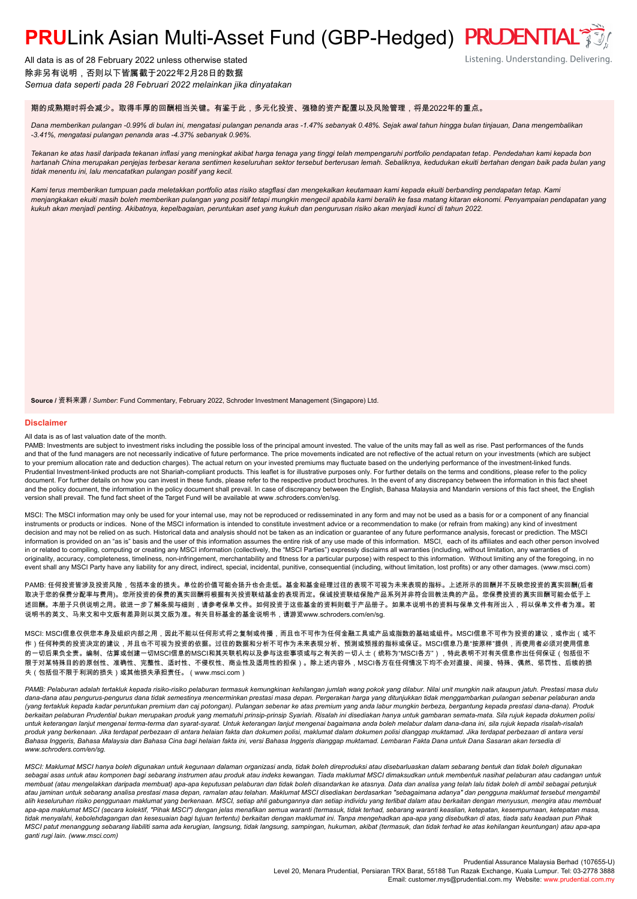# PRULink Asian Multi-Asset Fund (GBP-Hedged)

All data is as of 28 February 2022 unless otherwise stated
除非另有说明，否则以下皆属截于2022年2月28日的数据
*Semua data seperti pada 28 Februari 2022 melainkan jika dinyatakan*

期的成熟期时将会减少。取得丰厚的回酬相当关键。有鉴于此，多元化投资、强稳的资产配置以及风险管理，将是2022年的重点。

*Dana memberikan pulangan -0.99% di bulan ini, mengatasi pulangan penanda aras -1.47% sebanyak 0.48%. Sejak awal tahun hingga bulan tinjauan, Dana mengembalikan -3.41%, mengatasi pulangan penanda aras -4.37% sebanyak 0.96%.*

*Tekanan ke atas hasil daripada tekanan inflasi yang meningkat akibat harga tenaga yang tinggi telah mempengaruhi portfolio pendapatan tetap. Pendedahan kami kepada bon hartanah China merupakan penjejas terbesar kerana sentimen keseluruhan sektor tersebut berterusan lemah. Sebaliknya, kedudukan ekuiti bertahan dengan baik pada bulan yang tidak menentu ini, lalu mencatatkan pulangan positif yang kecil.*

*Kami terus memberikan tumpuan pada meletakkan portfolio atas risiko stagflasi dan mengekalkan keutamaan kami kepada ekuiti berbanding pendapatan tetap. Kami menjangkakan ekuiti masih boleh memberikan pulangan yang positif tetapi mungkin mengecil apabila kami beralih ke fasa matang kitaran ekonomi. Penyampaian pendapatan yang kukuh akan menjadi penting. Akibatnya, kepelbagaian, peruntukan aset yang kukuh dan pengurusan risiko akan menjadi kunci di tahun 2022.*

**Source** / 资料来源 / *Sumber*: Fund Commentary, February 2022, Schroder Investment Management (Singapore) Ltd.

## Disclaimer

All data is as of last valuation date of the month.

PAMB: Investments are subject to investment risks including the possible loss of the principal amount invested. The value of the units may fall as well as rise. Past performances of the funds and that of the fund managers are not necessarily indicative of future performance. The price movements indicated are not reflective of the actual return on your investments (which are subject to your premium allocation rate and deduction charges). The actual return on your invested premiums may fluctuate based on the underlying performance of the investment-linked funds. Prudential Investment-linked products are not Shariah-compliant products. This leaflet is for illustrative purposes only. For further details on the terms and conditions, please refer to the policy document. For further details on how you can invest in these funds, please refer to the respective product brochures. In the event of any discrepancy between the information in this fact sheet and the policy document, the information in the policy document shall prevail. In case of discrepancy between the English, Bahasa Malaysia and Mandarin versions of this fact sheet, the English version shall prevail. The fund fact sheet of the Target Fund will be available at www.schroders.com/en/sg.

MSCI: The MSCI information may only be used for your internal use, may not be reproduced or redisseminated in any form and may not be used as a basis for or a component of any financial instruments or products or indices. None of the MSCI information is intended to constitute investment advice or a recommendation to make (or refrain from making) any kind of investment decision and may not be relied on as such. Historical data and analysis should not be taken as an indication or guarantee of any future performance analysis, forecast or prediction. The MSCI information is provided on an "as is" basis and the user of this information assumes the entire risk of any use made of this information. MSCI, each of its affiliates and each other person involved in or related to compiling, computing or creating any MSCI information (collectively, the "MSCI Parties") expressly disclaims all warranties (including, without limitation, any warranties of originality, accuracy, completeness, timeliness, non-infringement, merchantability and fitness for a particular purpose) with respect to this information. Without limiting any of the foregoing, in no event shall any MSCI Party have any liability for any direct, indirect, special, incidental, punitive, consequential (including, without limitation, lost profits) or any other damages. (www.msci.com)

PAMB: 任何投资皆涉及投资风险，包括本金的损失。单位的价值可能会扬升也会走低。基金和基金经理过往的表现不可视为未来表现的指标。上述所示的回酬并不反映您投资的真实回酬(后者取决于您的保费分配率与费用)。您所投资的保费的真实回酬将根据有关投资联结基金的表现而定。保诚投资联结保险产品系列并非符合回教法典的产品。本册子只供说明之用。欲进一步了解条规与细则，请参考保单文件。如何投资于这些基金的资料则载于产品册子。如果本说明书的资料与保单文件有所出入，以保单文件者为准。若说明书的英文、马来文和中文版有差异则以英文版为准。有关目标基金的基金说明书，请游览www.schroders.com/en/sg.

MSCI: MSCI信息仅供您本身及组织内部之用，因此不能以任何形式将之复制或传播，而且也不可作为任何金融工具或产品或指数的基础或组件。MSCI信息不可作为投资的建议，或作出（或不作）任何种类的投资决定的建议，并且也不可视为投资的依据。过往的数据和分析不可作为未来表现分析、预测或预报的指标或保证。MSCI信息乃是"按原样"提供，而使用者必须对使用信息的一切后果负全责。编制、估算或创建一切MSCI信息的MSCI和其关联机构以及参与这些事项或与之有关的一切人士（统称为"MSCI各方"），特此表明不对有关信息作出任何保证（包括但不限于对某特殊目的的原创性、准确性、完整性、适时性、不侵权性、商业性及适用性的担保）。除上述内容外，MSCI各方在任何情况下均不会对直接、间接、特殊、偶然、惩罚性、后续的损失（包括但不限于利润的损失）或其他损失承担责任。（www.msci.com）

*PAMB: Pelaburan adalah tertakluk kepada risiko-risiko pelaburan termasuk kemungkinan kehilangan jumlah wang pokok yang dilabur. Nilai unit mungkin naik ataupun jatuh. Prestasi masa dulu dana-dana atau pengurus-pengurus dana tidak semestinya mencerminkan prestasi masa depan. Pergerakan harga yang ditunjukkan tidak menggambarkan pulangan sebenar pelaburan anda (yang tertakluk kepada kadar peruntukan premium dan caj potongan). Pulangan sebenar ke atas premium yang anda labur mungkin berbeza, bergantung kepada prestasi dana-dana). Produk berkaitan pelaburan Prudential bukan merupakan produk yang mematuhi prinsip-prinsip Syariah. Risalah ini disediakan hanya untuk gambaran semata-mata. Sila rujuk kepada dokumen polisi untuk keterangan lanjut mengenai terma-terma dan syarat-syarat. Untuk keterangan lanjut mengenai bagaimana anda boleh melabur dalam dana-dana ini, sila rujuk kepada risalah-risalah produk yang berkenaan. Jika terdapat perbezaan di antara helaian fakta dan dokumen polisi, maklumat dalam dokumen polisi dianggap muktamad. Jika terdapat perbezaan di antara versi Bahasa Inggeris, Bahasa Malaysia dan Bahasa Cina bagi helaian fakta ini, versi Bahasa Inggeris dianggap muktamad. Lembaran Fakta Dana untuk Dana Sasaran akan tersedia di www.schroders.com/en/sg.*

*MSCI: Maklumat MSCI hanya boleh digunakan untuk kegunaan dalaman organizasi anda, tidak boleh direproduksi atau disebarluaskan dalam sebarang bentuk dan tidak boleh digunakan sebagai asas untuk atau komponen bagi sebarang instrumen atau produk atau indeks kewangan. Tiada maklumat MSCI dimaksudkan untuk membentuk nasihat pelaburan atau cadangan untuk membuat (atau mengelakkan daripada membuat) apa-apa keputusan pelaburan dan tidak boleh disandarkan ke atasnya. Data dan analisa yang telah lalu tidak boleh di ambil sebagai petunjuk atau jaminan untuk sebarang analisa prestasi masa depan, ramalan atau telahan. Maklumat MSCI disediakan berdasarkan "sebagaimana adanya" dan pengguna maklumat tersebut mengambil alih keseluruhan risiko penggunaan maklumat yang berkenaan. MSCI, setiap ahli gabungannya dan setiap individu yang terlibat dalam atau berkaitan dengan menyusun, mengira atau membuat apa-apa maklumat MSCI (secara kolektif, "Pihak MSCI") dengan jelas menafikan semua waranti (termasuk, tidak terhad, sebarang waranti keaslian, ketepatan, kesempurnaan, ketepatan masa, tidak menyalahi, kebolehdagangan dan kesesuaian bagi tujuan tertentu) berkaitan dengan maklumat ini. Tanpa mengehadkan apa-apa yang disebutkan di atas, tiada satu keadaan pun Pihak MSCI patut menanggung sebarang liabiliti sama ada kerugian, langsung, tidak langsung, sampingan, hukuman, akibat (termasuk, dan tidak terhad ke atas kehilangan keuntungan) atau apa-apa ganti rugi lain. (www.msci.com)*

Prudential Assurance Malaysia Berhad (107655-U)
Level 20, Menara Prudential, Persiaran TRX Barat, 55188 Tun Razak Exchange, Kuala Lumpur. Tel: 03-2778 3888
Email: customer.mys@prudential.com.my Website: www.prudential.com.my